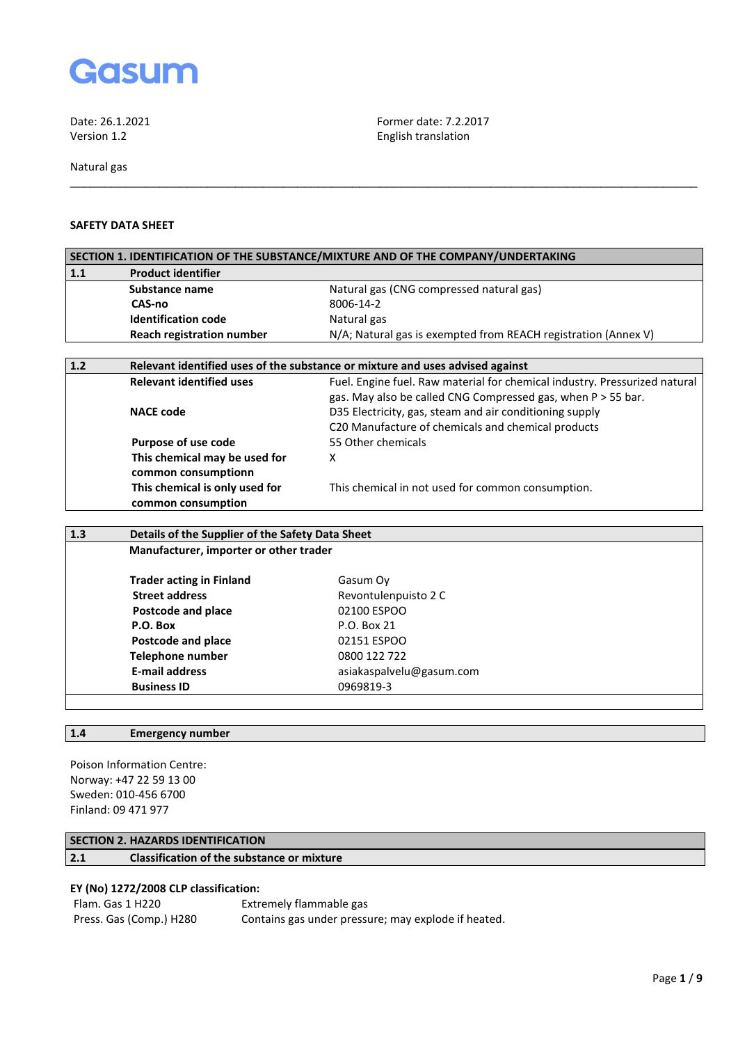Gasum

Date: 26.1.2021 
Version 1.2

Former date: 7.2.2017 
English translation

Natural gas

---

**SAFETY DATA SHEET**

| SECTION 1. IDENTIFICATION OF THE SUBSTANCE/MIXTURE AND OF THE COMPANY/UNDERTAKING | | |
|---|---|---|
| **1.1** | **Product identifier** | |
| | **Substance name** | Natural gas (CNG compressed natural gas) |
| | **CAS-no** | 8006-14-2 |
| | **Identification code** | Natural gas |
| | **Reach registration number** | N/A; Natural gas is exempted from REACH registration (Annex V) |

| **1.2** | **Relevant identified uses of the substance or mixture and uses advised against** | |
|---|---|---|
| | **Relevant identified uses** | Fuel. Engine fuel. Raw material for chemical industry. Pressurized natural gas. May also be called CNG Compressed gas, when P > 55 bar. |
| | **NACE code** | D35 Electricity, gas, steam and air conditioning supply<br>C20 Manufacture of chemicals and chemical products |
| | **Purpose of use code** | 55 Other chemicals |
| | **This chemical may be used for common consumptionn** | X |
| | **This chemical is only used for common consumption** | This chemical in not used for common consumption. |

| **1.3** | **Details of the Supplier of the Safety Data Sheet** | |
|---|---|---|
| | **Manufacturer, importer or other trader** | |
| | **Trader acting in Finland** | Gasum Oy |
| | **Street address** | Revontulenpuisto 2 C |
| | **Postcode and place** | 02100 ESPOO |
| | **P.O. Box** | P.O. Box 21 |
| | **Postcode and place** | 02151 ESPOO |
| | **Telephone number** | 0800 122 722 |
| | **E-mail address** | asiakaspalvelu@gasum.com |
| | **Business ID** | 0969819-3 |

| **1.4** | **Emergency number** |
|---|---|

Poison Information Centre: 
Norway: +47 22 59 13 00 
Sweden: 010-456 6700 
Finland: 09 471 977

| SECTION 2. HAZARDS IDENTIFICATION | |
|---|---|
| **2.1** | **Classification of the substance or mixture** |

**EY (No) 1272/2008 CLP classification:**

| | |
|---|---|
| Flam. Gas 1 H220 | Extremely flammable gas |
| Press. Gas (Comp.) H280 | Contains gas under pressure; may explode if heated. |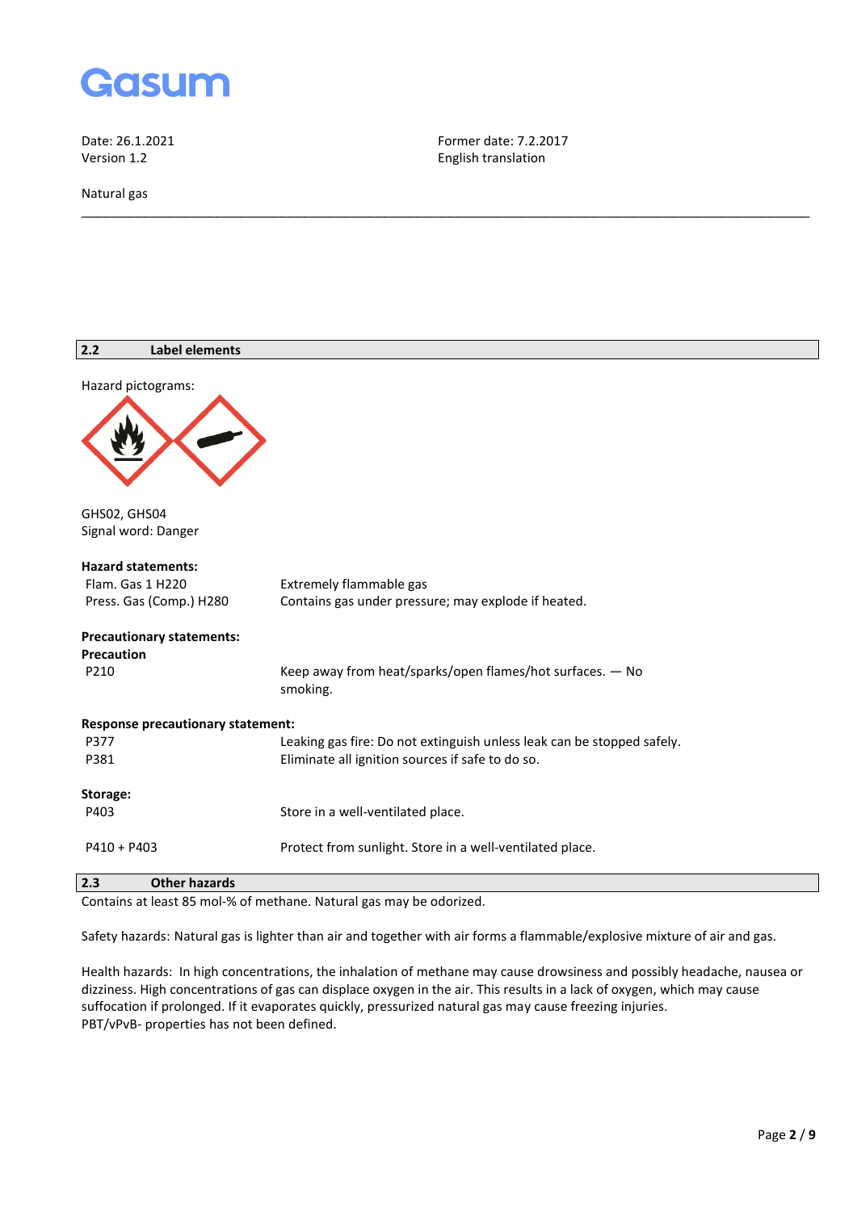## 2.2 Label elements

Hazard pictograms:

GHS02, GHS04
Signal word: Danger

**Hazard statements:**

| | |
|---|---|
| Flam. Gas 1 H220 | Extremely flammable gas |
| Press. Gas (Comp.) H280 | Contains gas under pressure; may explode if heated. |

**Precautionary statements:**
**Precaution**

| | |
|---|---|
| P210 | Keep away from heat/sparks/open flames/hot surfaces. — No smoking. |

**Response precautionary statement:**

| | |
|---|---|
| P377 | Leaking gas fire: Do not extinguish unless leak can be stopped safely. |
| P381 | Eliminate all ignition sources if safe to do so. |

**Storage:**

| | |
|---|---|
| P403 | Store in a well-ventilated place. |
| P410 + P403 | Protect from sunlight. Store in a well-ventilated place. |

## 2.3 Other hazards

Contains at least 85 mol-% of methane. Natural gas may be odorized.

Safety hazards: Natural gas is lighter than air and together with air forms a flammable/explosive mixture of air and gas.

Health hazards: In high concentrations, the inhalation of methane may cause drowsiness and possibly headache, nausea or dizziness. High concentrations of gas can displace oxygen in the air. This results in a lack of oxygen, which may cause suffocation if prolonged. If it evaporates quickly, pressurized natural gas may cause freezing injuries.
PBT/vPvB- properties has not been defined.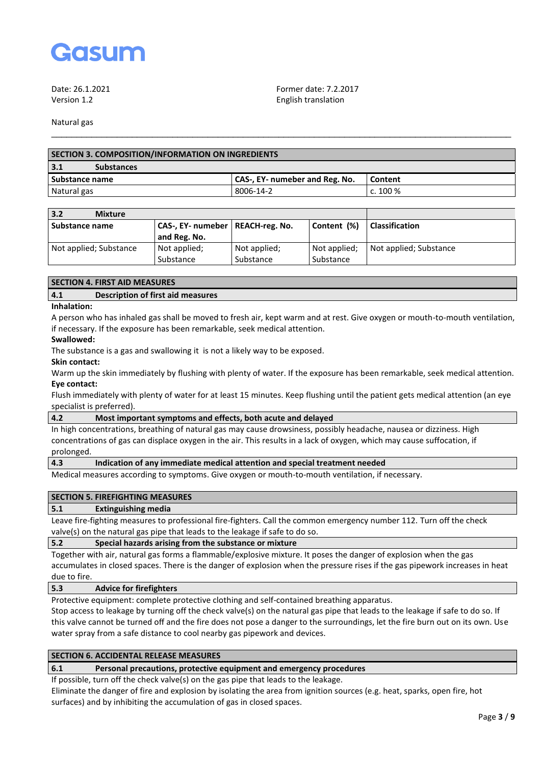Date: 26.1.2021
Version 1.2

Former date: 7.2.2017
English translation

Natural gas

## SECTION 3. COMPOSITION/INFORMATION ON INGREDIENTS

### 3.1 Substances

| Substance name | CAS-, EY- numeber and Reg. No. | Content |
|---|---|---|
| Natural gas | 8006-14-2 | c. 100 % |

### 3.2 Mixture

| Substance name | CAS-, EY- numeber and Reg. No. | REACH-reg. No. | Content (%) | Classification |
|---|---|---|---|---|
| Not applied; Substance | Not applied; Substance | Not applied; Substance | Not applied; Substance | Not applied; Substance |

## SECTION 4. FIRST AID MEASURES

### 4.1 Description of first aid measures

**Inhalation:**
A person who has inhaled gas shall be moved to fresh air, kept warm and at rest. Give oxygen or mouth-to-mouth ventilation, if necessary. If the exposure has been remarkable, seek medical attention.

**Swallowed:**
The substance is a gas and swallowing it is not a likely way to be exposed.

**Skin contact:**
Warm up the skin immediately by flushing with plenty of water. If the exposure has been remarkable, seek medical attention.

**Eye contact:**
Flush immediately with plenty of water for at least 15 minutes. Keep flushing until the patient gets medical attention (an eye specialist is preferred).

### 4.2 Most important symptoms and effects, both acute and delayed

In high concentrations, breathing of natural gas may cause drowsiness, possibly headache, nausea or dizziness. High concentrations of gas can displace oxygen in the air. This results in a lack of oxygen, which may cause suffocation, if prolonged.

### 4.3 Indication of any immediate medical attention and special treatment needed

Medical measures according to symptoms. Give oxygen or mouth-to-mouth ventilation, if necessary.

## SECTION 5. FIREFIGHTING MEASURES

### 5.1 Extinguishing media

Leave fire-fighting measures to professional fire-fighters. Call the common emergency number 112. Turn off the check valve(s) on the natural gas pipe that leads to the leakage if safe to do so.

### 5.2 Special hazards arising from the substance or mixture

Together with air, natural gas forms a flammable/explosive mixture. It poses the danger of explosion when the gas accumulates in closed spaces. There is the danger of explosion when the pressure rises if the gas pipework increases in heat due to fire.

### 5.3 Advice for firefighters

Protective equipment: complete protective clothing and self-contained breathing apparatus.
Stop access to leakage by turning off the check valve(s) on the natural gas pipe that leads to the leakage if safe to do so. If this valve cannot be turned off and the fire does not pose a danger to the surroundings, let the fire burn out on its own. Use water spray from a safe distance to cool nearby gas pipework and devices.

## SECTION 6. ACCIDENTAL RELEASE MEASURES

### 6.1 Personal precautions, protective equipment and emergency procedures

If possible, turn off the check valve(s) on the gas pipe that leads to the leakage.
Eliminate the danger of fire and explosion by isolating the area from ignition sources (e.g. heat, sparks, open fire, hot surfaces) and by inhibiting the accumulation of gas in closed spaces.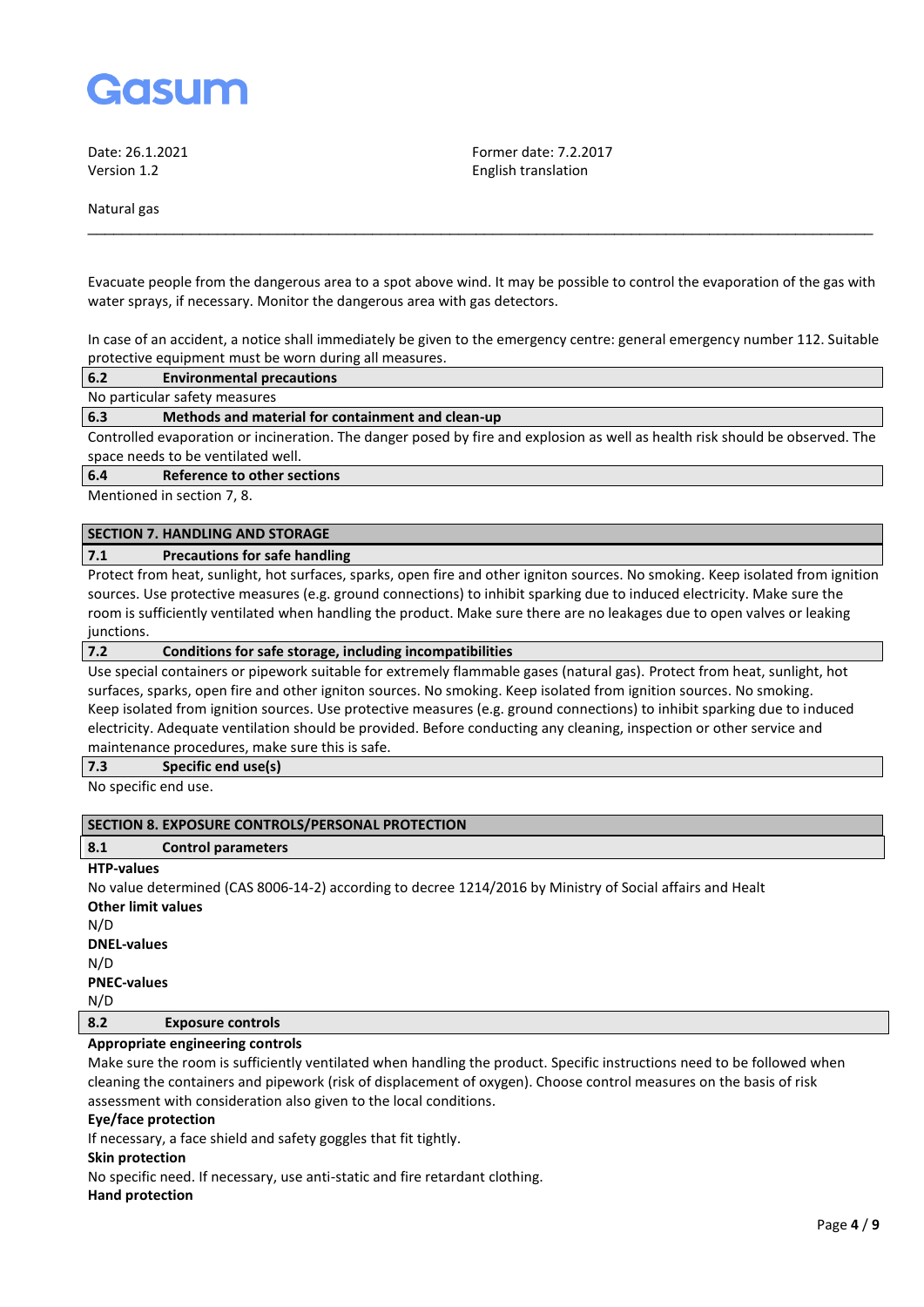Evacuate people from the dangerous area to a spot above wind. It may be possible to control the evaporation of the gas with water sprays, if necessary. Monitor the dangerous area with gas detectors.

In case of an accident, a notice shall immediately be given to the emergency centre: general emergency number 112. Suitable protective equipment must be worn during all measures.

### 6.2 Environmental precautions

No particular safety measures

### 6.3 Methods and material for containment and clean-up

Controlled evaporation or incineration. The danger posed by fire and explosion as well as health risk should be observed. The space needs to be ventilated well.

### 6.4 Reference to other sections

Mentioned in section 7, 8.

## SECTION 7. HANDLING AND STORAGE

### 7.1 Precautions for safe handling

Protect from heat, sunlight, hot surfaces, sparks, open fire and other igniton sources. No smoking. Keep isolated from ignition sources. Use protective measures (e.g. ground connections) to inhibit sparking due to induced electricity. Make sure the room is sufficiently ventilated when handling the product. Make sure there are no leakages due to open valves or leaking junctions.

### 7.2 Conditions for safe storage, including incompatibilities

Use special containers or pipework suitable for extremely flammable gases (natural gas). Protect from heat, sunlight, hot surfaces, sparks, open fire and other igniton sources. No smoking. Keep isolated from ignition sources. No smoking. Keep isolated from ignition sources. Use protective measures (e.g. ground connections) to inhibit sparking due to induced electricity. Adequate ventilation should be provided. Before conducting any cleaning, inspection or other service and maintenance procedures, make sure this is safe.

### 7.3 Specific end use(s)

No specific end use.

## SECTION 8. EXPOSURE CONTROLS/PERSONAL PROTECTION

### 8.1 Control parameters

**HTP-values**

No value determined (CAS 8006-14-2) according to decree 1214/2016 by Ministry of Social affairs and Healt

**Other limit values**

N/D

**DNEL-values**

N/D

**PNEC-values**

N/D

### 8.2 Exposure controls

**Appropriate engineering controls**

Make sure the room is sufficiently ventilated when handling the product. Specific instructions need to be followed when cleaning the containers and pipework (risk of displacement of oxygen). Choose control measures on the basis of risk assessment with consideration also given to the local conditions.

**Eye/face protection**

If necessary, a face shield and safety goggles that fit tightly.

**Skin protection**

No specific need. If necessary, use anti-static and fire retardant clothing.

**Hand protection**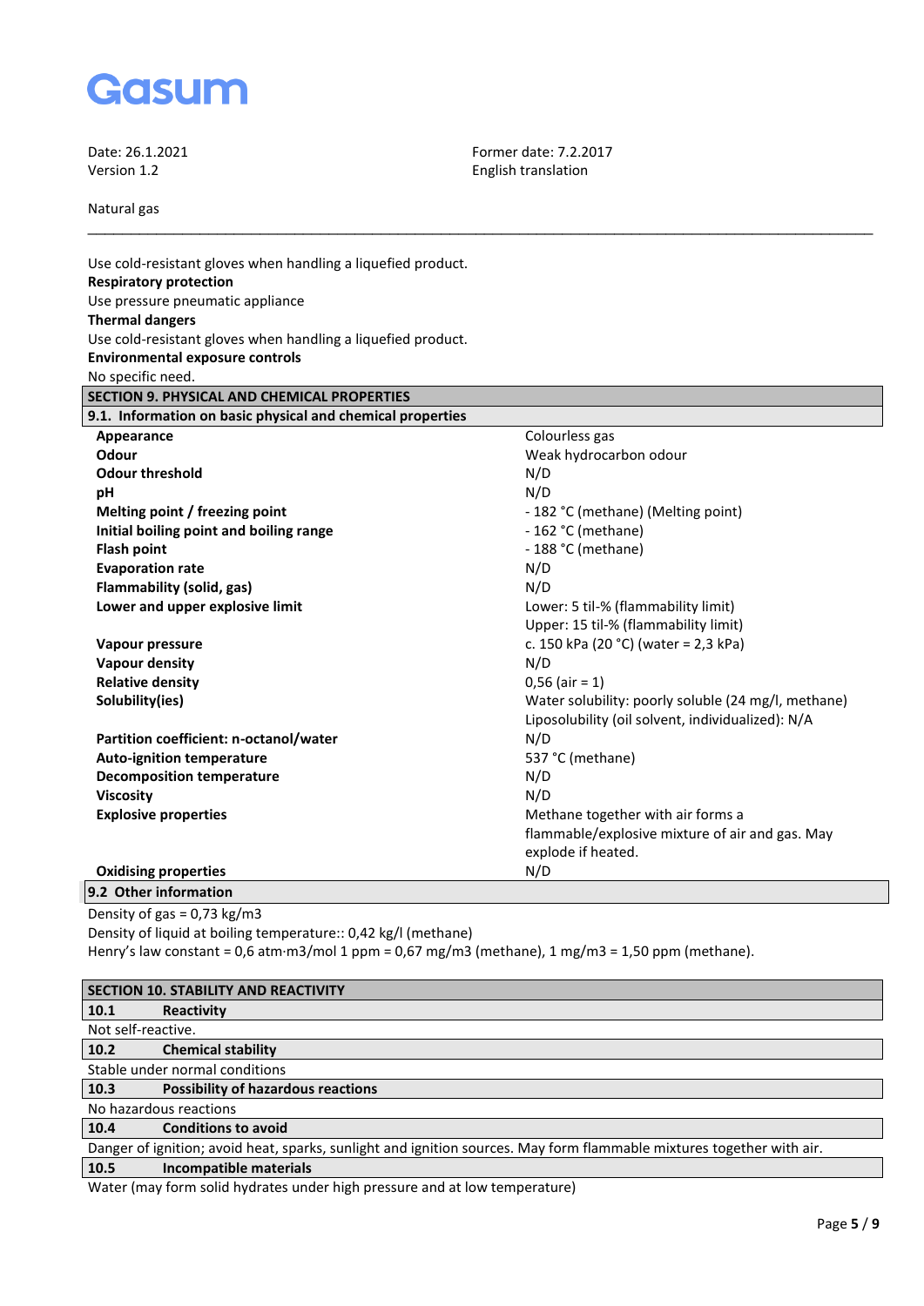Use cold-resistant gloves when handling a liquefied product.

**Respiratory protection**

Use pressure pneumatic appliance

**Thermal dangers**

Use cold-resistant gloves when handling a liquefied product.

**Environmental exposure controls**

No specific need.

## SECTION 9. PHYSICAL AND CHEMICAL PROPERTIES

### 9.1. Information on basic physical and chemical properties

| Property | Value |
|---|---|
| **Appearance** | Colourless gas |
| **Odour** | Weak hydrocarbon odour |
| **Odour Threshold** | N/D |
| **pH** | N/D |
| **Melting point / freezing point** | - 182 °C (methane) (Melting point) |
| **Initial boiling point and boiling range** | - 162 °C (methane) |
| **Flash point** | - 188 °C (methane) |
| **Evaporation rate** | N/D |
| **Flammability (solid, gas)** | N/D |
| **Lower and upper explosive limit** | Lower: 5 til-% (flammability limit)<br>Upper: 15 til-% (flammability limit) |
| **Vapour pressure** | c. 150 kPa (20 °C) (water = 2,3 kPa) |
| **Vapour density** | N/D |
| **Relative density** | 0,56 (air = 1) |
| **Solubility(ies)** | Water solubility: poorly soluble (24 mg/l, methane)<br>Liposolubility (oil solvent, individualized): N/A |
| **Partition coefficient: n-octanol/water** | N/D |
| **Auto-ignition temperature** | 537 °C (methane) |
| **Decomposition temperature** | N/D |
| **Viscosity** | N/D |
| **Explosive properties** | Methane together with air forms a flammable/explosive mixture of air and gas. May explode if heated. |
| **Oxidising properties** | N/D |

### 9.2 Other information

Density of gas = 0,73 kg/m3

Density of liquid at boiling temperature:: 0,42 kg/l (methane)

Henry's law constant = 0,6 atm·m3/mol 1 ppm = 0,67 mg/m3 (methane), 1 mg/m3 = 1,50 ppm (methane).

## SECTION 10. STABILITY AND REACTIVITY

### 10.1 Reactivity

Not self-reactive.

### 10.2 Chemical stability

Stable under normal conditions

### 10.3 Possibility of hazardous reactions

No hazardous reactions

### 10.4 Conditions to avoid

Danger of ignition; avoid heat, sparks, sunlight and ignition sources. May form flammable mixtures together with air.

### 10.5 Incompatible materials

Water (may form solid hydrates under high pressure and at low temperature)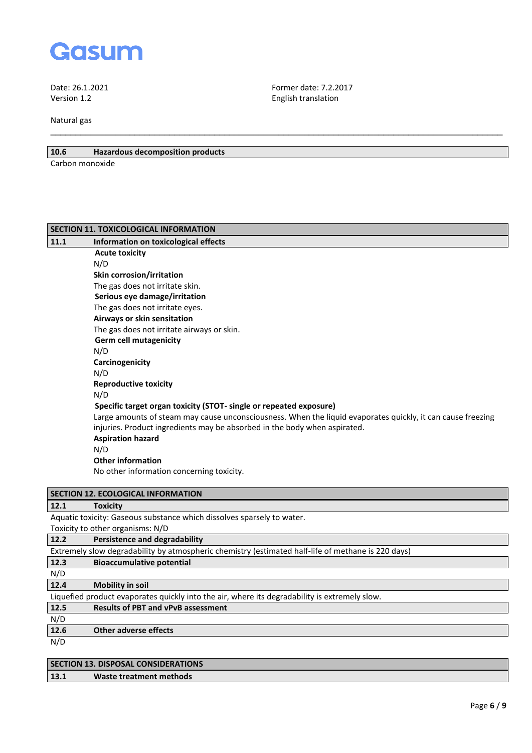### 10.6 Hazardous decomposition products

Carbon monoxide

## SECTION 11. TOXICOLOGICAL INFORMATION

### 11.1 Information on toxicological effects

**Acute toxicity**

N/D

**Skin corrosion/irritation**

The gas does not irritate skin.

**Serious eye damage/irritation**

The gas does not irritate eyes.

**Airways or skin sensitation**

The gas does not irritate airways or skin.

**Germ cell mutagenicity**

N/D

**Carcinogenicity**

N/D

**Reproductive toxicity**

N/D

**Specific target organ toxicity (STOT- single or repeated exposure)**

Large amounts of steam may cause unconsciousness. When the liquid evaporates quickly, it can cause freezing injuries. Product ingredients may be absorbed in the body when aspirated.

**Aspiration hazard**

N/D

**Other information**

No other information concerning toxicity.

## SECTION 12. ECOLOGICAL INFORMATION

### 12.1 Toxicity

Aquatic toxicity: Gaseous substance which dissolves sparsely to water.

Toxicity to other organisms: N/D

### 12.2 Persistence and degradability

Extremely slow degradability by atmospheric chemistry (estimated half-life of methane is 220 days)

### 12.3 Bioaccumulative potential

N/D

### 12.4 Mobility in soil

Liquefied product evaporates quickly into the air, where its degradability is extremely slow.

### 12.5 Results of PBT and vPvB assessment

N/D

### 12.6 Other adverse effects

N/D

## SECTION 13. DISPOSAL CONSIDERATIONS

### 13.1 Waste treatment methods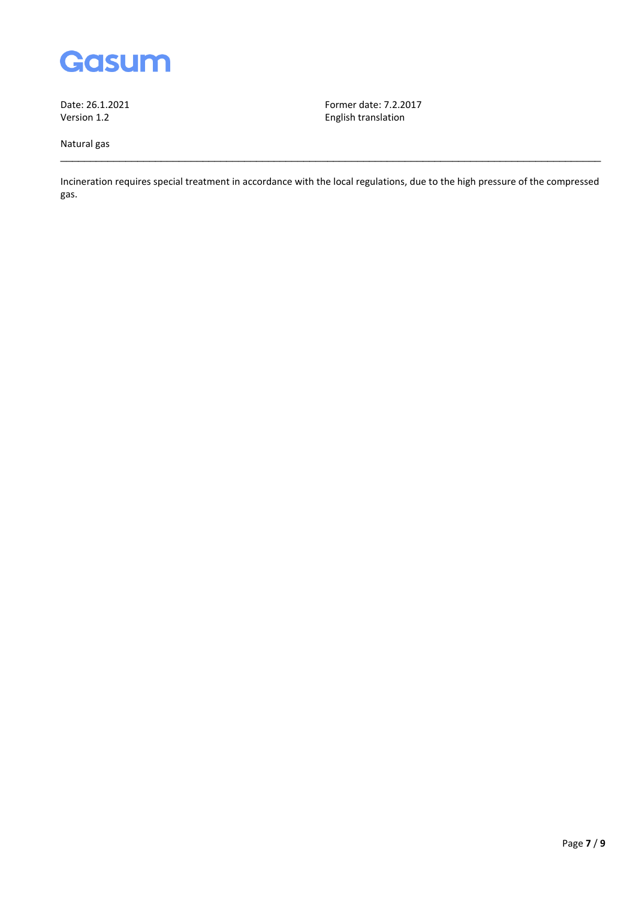Incineration requires special treatment in accordance with the local regulations, due to the high pressure of the compressed gas.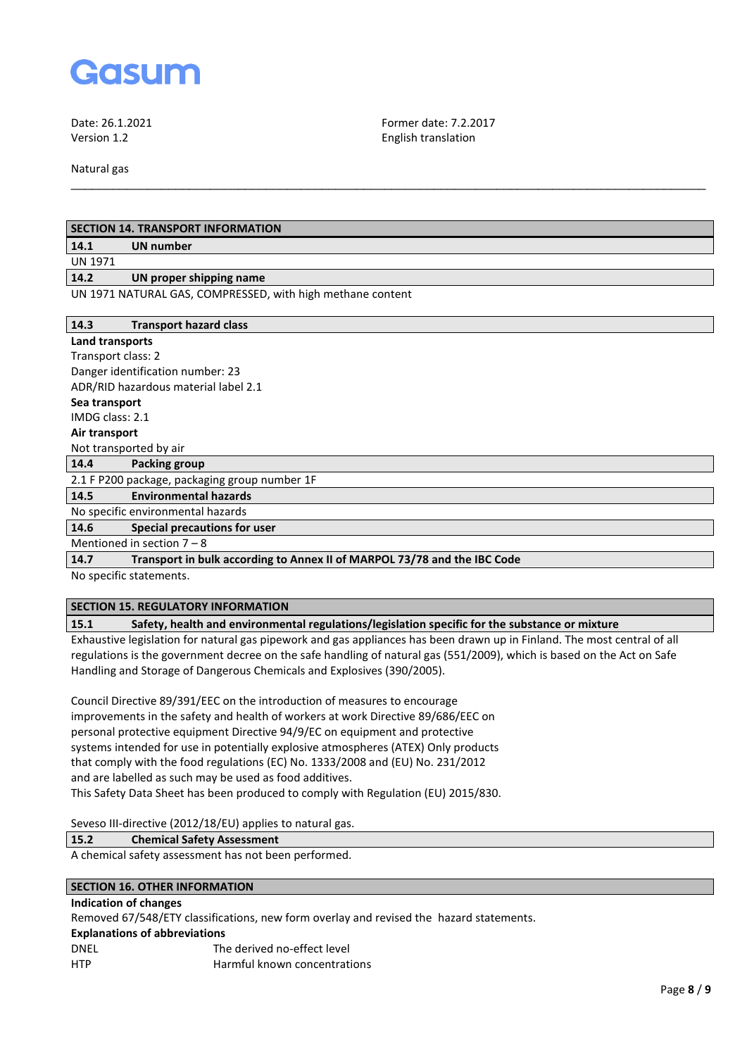Natural gas

## SECTION 14. TRANSPORT INFORMATION

### 14.1 UN number

UN 1971

### 14.2 UN proper shipping name

UN 1971 NATURAL GAS, COMPRESSED, with high methane content

### 14.3 Transport hazard class

**Land transports**
Transport class: 2
Danger identification number: 23
ADR/RID hazardous material label 2.1
**Sea transport**
IMDG class: 2.1
**Air transport**
Not transported by air

### 14.4 Packing group

2.1 F P200 package, packaging group number 1F

### 14.5 Environmental hazards

No specific environmental hazards

### 14.6 Special precautions for user

Mentioned in section 7 – 8

### 14.7 Transport in bulk according to Annex II of MARPOL 73/78 and the IBC Code

No specific statements.

## SECTION 15. REGULATORY INFORMATION

### 15.1 Safety, health and environmental regulations/legislation specific for the substance or mixture

Exhaustive legislation for natural gas pipework and gas appliances has been drawn up in Finland. The most central of all regulations is the government decree on the safe handling of natural gas (551/2009), which is based on the Act on Safe Handling and Storage of Dangerous Chemicals and Explosives (390/2005).

Council Directive 89/391/EEC on the introduction of measures to encourage improvements in the safety and health of workers at work Directive 89/686/EEC on personal protective equipment Directive 94/9/EC on equipment and protective systems intended for use in potentially explosive atmospheres (ATEX) Only products that comply with the food regulations (EC) No. 1333/2008 and (EU) No. 231/2012 and are labelled as such may be used as food additives.
This Safety Data Sheet has been produced to comply with Regulation (EU) 2015/830.

Seveso III-directive (2012/18/EU) applies to natural gas.

### 15.2 Chemical Safety Assessment

A chemical safety assessment has not been performed.

## SECTION 16. OTHER INFORMATION

**Indication of changes**
Removed 67/548/ETY classifications, new form overlay and revised the hazard statements.
**Explanations of abbreviations**

| | |
|---|---|
| DNEL | The derived no-effect level |
| HTP | Harmful known concentrations |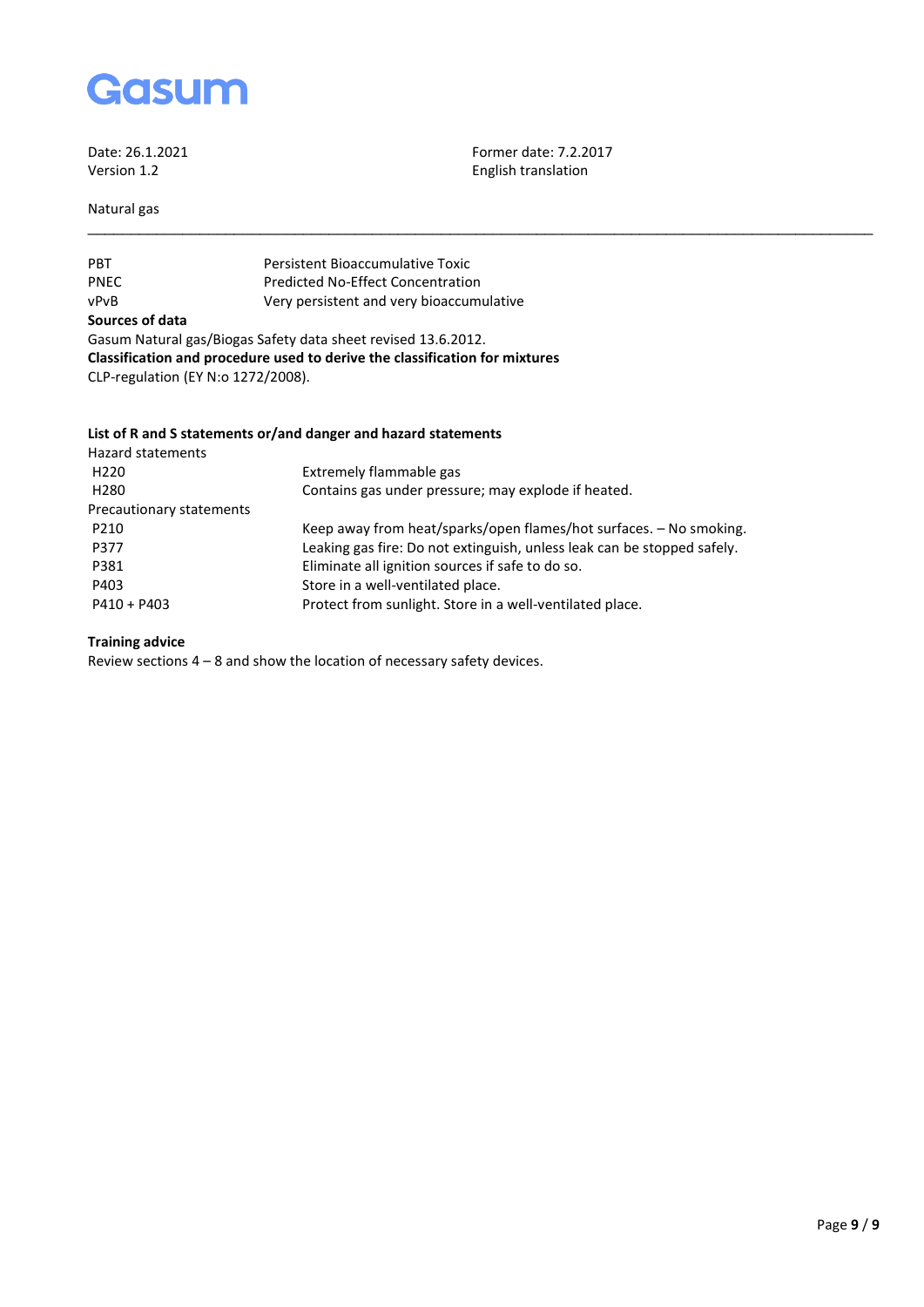| | |
|---|---|
| PBT | Persistent Bioaccumulative Toxic |
| PNEC | Predicted No-Effect Concentration |
| vPvB | Very persistent and very bioaccumulative |

**Sources of data**

Gasum Natural gas/Biogas Safety data sheet revised 13.6.2012.

**Classification and procedure used to derive the classification for mixtures**

CLP-regulation (EY N:o 1272/2008).

**List of R and S statements or/and danger and hazard statements**

Hazard statements

| | |
|---|---|
| H220 | Extremely flammable gas |
| H280 | Contains gas under pressure; may explode if heated. |

Precautionary statements

| | |
|---|---|
| P210 | Keep away from heat/sparks/open flames/hot surfaces. – No smoking. |
| P377 | Leaking gas fire: Do not extinguish, unless leak can be stopped safely. |
| P381 | Eliminate all ignition sources if safe to do so. |
| P403 | Store in a well-ventilated place. |
| P410 + P403 | Protect from sunlight. Store in a well-ventilated place. |

**Training advice**

Review sections 4 – 8 and show the location of necessary safety devices.